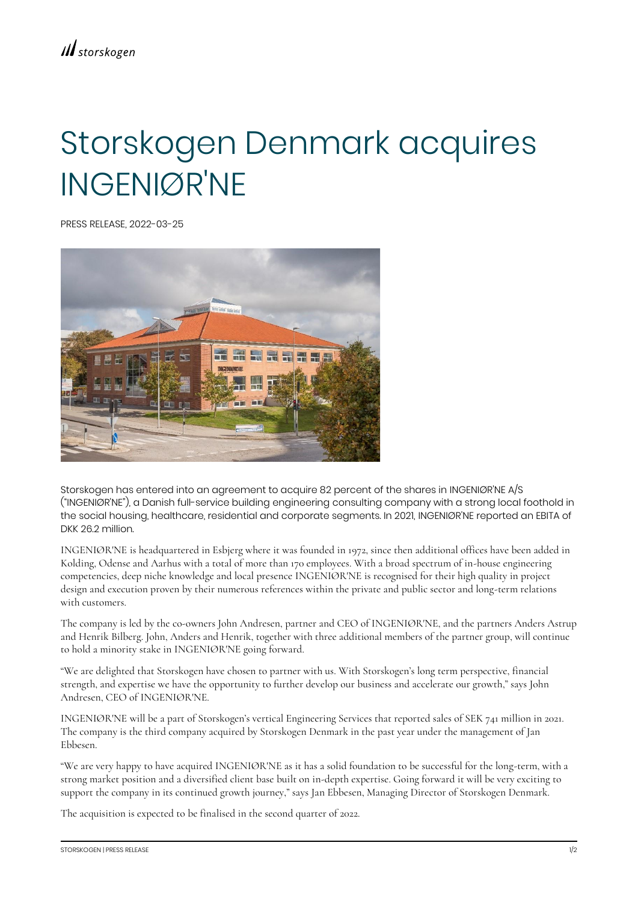# Storskogen Denmark acquires INGENIØR'NE

PRESS RELEASE, 2022-03-25

Storskogen has entered into an agreement to acquire 82 percent of the shares in INGENIØR'NE A/S ("INGENIØR'NE"), a Danish full-service building engineering consulting company with a strong local foothold in the social housing, healthcare, residential and corporate segments. In 2021, INGENIØR'NE reported an EBITA of DKK 26.2 million.

INGENIØR'NE is headquartered in Esbjerg where it was founded in 1972, since then additional offices have been added in Kolding, Odense and Aarhus with a total of more than 170 employees. With a broad spectrum of in-house engineering competencies, deep niche knowledge and local presence INGENIØR'NE is recognised for their high quality in project design and execution proven by their numerous references within the private and public sector and long-term relations with customers.

The company is led by the co-owners John Andresen, partner and CEO of INGENIØR'NE, and the partners Anders Astrup and Henrik Bilberg. John, Anders and Henrik, together with three additional members of the partner group, will continue to hold a minority stake in INGENIØR'NE going forward.

"We are delighted that Storskogen have chosen to partner with us. With Storskogen's long term perspective, financial strength, and expertise we have the opportunity to further develop our business and accelerate our growth," says John Andresen, CEO of INGENIØR'NE.

INGENIØR'NE will be a part of Storskogen's vertical Engineering Services that reported sales of SEK 741 million in 2021. The company is the third company acquired by Storskogen Denmark in the past year under the management of Jan Ebbesen.

"We are very happy to have acquired INGENIØR'NE as it has a solid foundation to be successful for the long-term, with a strong market position and a diversified client base built on in-depth expertise. Going forward it will be very exciting to support the company in its continued growth journey," says Jan Ebbesen, Managing Director of Storskogen Denmark.

The acquisition is expected to be finalised in the second quarter of 2022.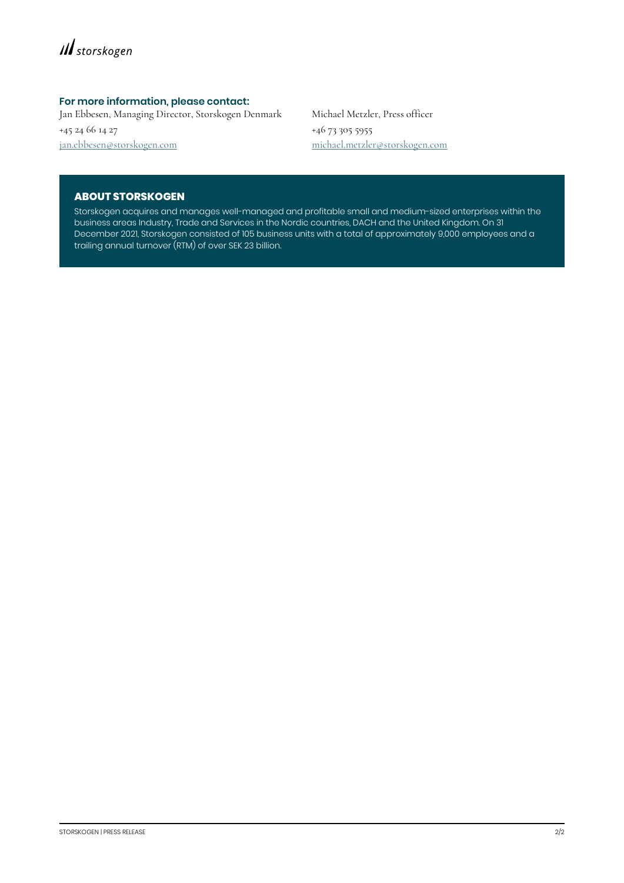**For more information, please contact:**

Jan Ebbesen, Managing Director, Storskogen Denmark
+45 24 66 14 27
jan.ebbesen@storskogen.com

Michael Metzler, Press officer
+46 73 305 5955
michael.metzler@storskogen.com

## ABOUT STORSKOGEN

Storskogen acquires and manages well-managed and profitable small and medium-sized enterprises within the business areas Industry, Trade and Services in the Nordic countries, DACH and the United Kingdom. On 31 December 2021, Storskogen consisted of 105 business units with a total of approximately 9,000 employees and a trailing annual turnover (RTM) of over SEK 23 billion.